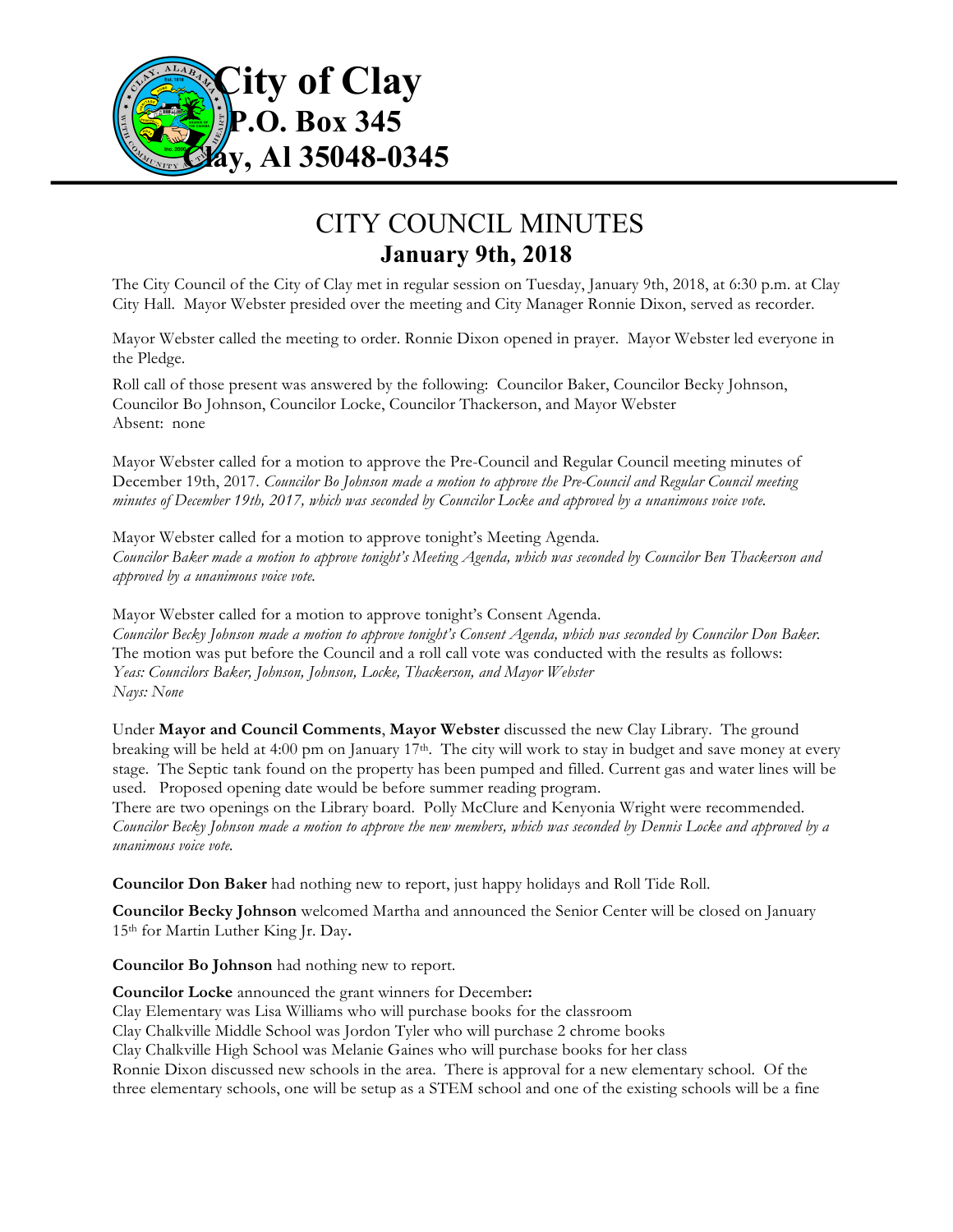# City of Clay
## P.O. Box 345
## Clay, Al 35048-0345

# CITY COUNCIL MINUTES
## January 9th, 2018

The City Council of the City of Clay met in regular session on Tuesday, January 9th, 2018, at 6:30 p.m. at Clay City Hall. Mayor Webster presided over the meeting and City Manager Ronnie Dixon, served as recorder.

Mayor Webster called the meeting to order. Ronnie Dixon opened in prayer. Mayor Webster led everyone in the Pledge.

Roll call of those present was answered by the following: Councilor Baker, Councilor Becky Johnson, Councilor Bo Johnson, Councilor Locke, Councilor Thackerson, and Mayor Webster
Absent: none

Mayor Webster called for a motion to approve the Pre-Council and Regular Council meeting minutes of December 19th, 2017. *Councilor Bo Johnson made a motion to approve the Pre-Council and Regular Council meeting minutes of December 19th, 2017, which was seconded by Councilor Locke and approved by a unanimous voice vote.*

Mayor Webster called for a motion to approve tonight's Meeting Agenda.
*Councilor Baker made a motion to approve tonight's Meeting Agenda, which was seconded by Councilor Ben Thackerson and approved by a unanimous voice vote.*

Mayor Webster called for a motion to approve tonight's Consent Agenda.
*Councilor Becky Johnson made a motion to approve tonight's Consent Agenda, which was seconded by Councilor Don Baker.* The motion was put before the Council and a roll call vote was conducted with the results as follows:
*Yeas: Councilors Baker, Johnson, Johnson, Locke, Thackerson, and Mayor Webster*
*Nays: None*

Under **Mayor and Council Comments**, **Mayor Webster** discussed the new Clay Library. The ground breaking will be held at 4:00 pm on January 17th. The city will work to stay in budget and save money at every stage. The Septic tank found on the property has been pumped and filled. Current gas and water lines will be used. Proposed opening date would be before summer reading program.
There are two openings on the Library board. Polly McClure and Kenyonia Wright were recommended. *Councilor Becky Johnson made a motion to approve the new members, which was seconded by Dennis Locke and approved by a unanimous voice vote.*

**Councilor Don Baker** had nothing new to report, just happy holidays and Roll Tide Roll.

**Councilor Becky Johnson** welcomed Martha and announced the Senior Center will be closed on January 15th for Martin Luther King Jr. Day**.**

**Councilor Bo Johnson** had nothing new to report.

**Councilor Locke** announced the grant winners for December**:**
Clay Elementary was Lisa Williams who will purchase books for the classroom
Clay Chalkville Middle School was Jordon Tyler who will purchase 2 chrome books
Clay Chalkville High School was Melanie Gaines who will purchase books for her class
Ronnie Dixon discussed new schools in the area. There is approval for a new elementary school. Of the three elementary schools, one will be setup as a STEM school and one of the existing schools will be a fine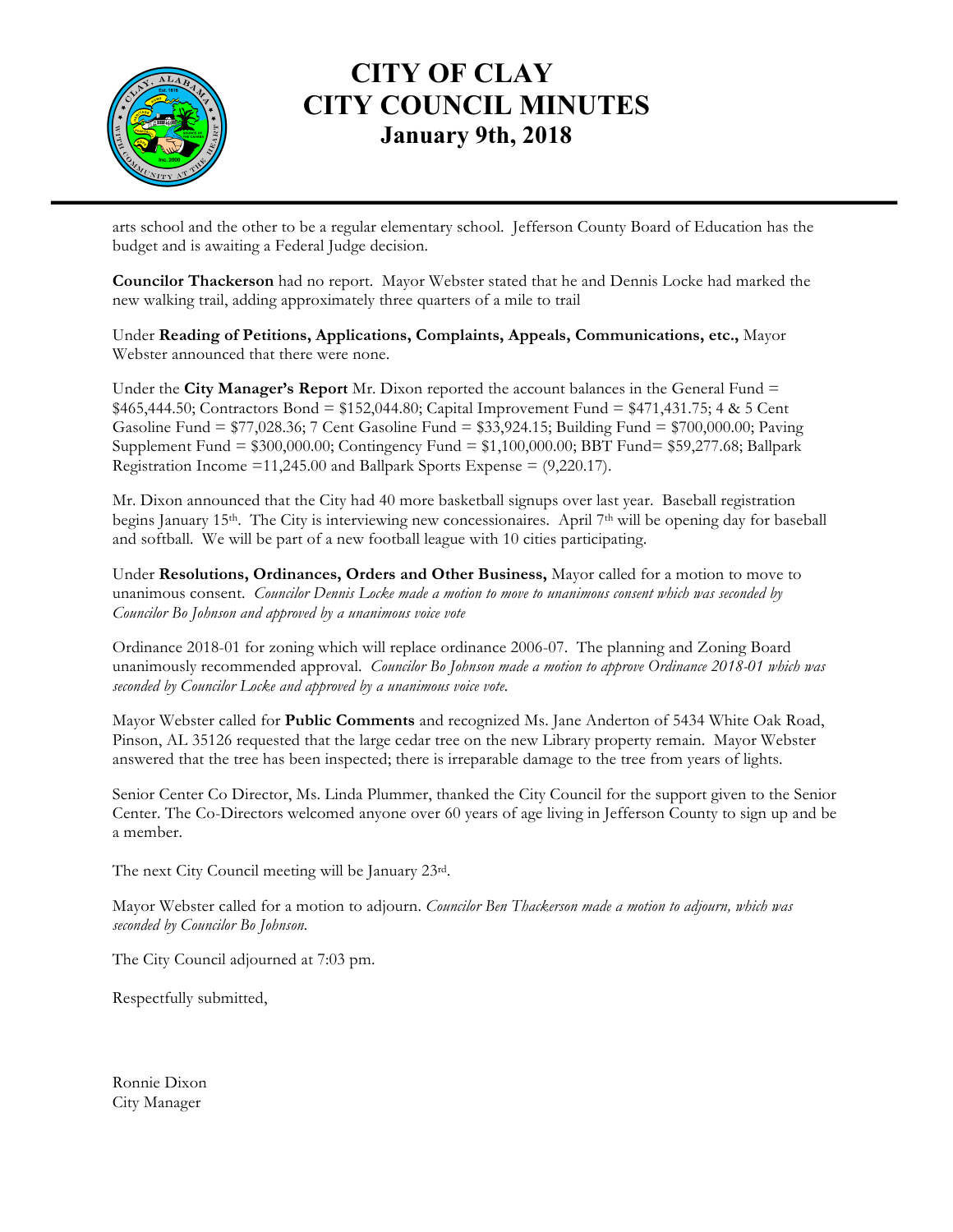arts school and the other to be a regular elementary school. Jefferson County Board of Education has the budget and is awaiting a Federal Judge decision.

**Councilor Thackerson** had no report. Mayor Webster stated that he and Dennis Locke had marked the new walking trail, adding approximately three quarters of a mile to trail

Under **Reading of Petitions, Applications, Complaints, Appeals, Communications, etc.,** Mayor Webster announced that there were none.

Under the **City Manager's Report** Mr. Dixon reported the account balances in the General Fund = $465,444.50; Contractors Bond = $152,044.80; Capital Improvement Fund = $471,431.75; 4 & 5 Cent Gasoline Fund = $77,028.36; 7 Cent Gasoline Fund = $33,924.15; Building Fund = $700,000.00; Paving Supplement Fund = $300,000.00; Contingency Fund = $1,100,000.00; BBT Fund= $59,277.68; Ballpark Registration Income =11,245.00 and Ballpark Sports Expense = (9,220.17).

Mr. Dixon announced that the City had 40 more basketball signups over last year. Baseball registration begins January 15th. The City is interviewing new concessionaires. April 7th will be opening day for baseball and softball. We will be part of a new football league with 10 cities participating.

Under **Resolutions, Ordinances, Orders and Other Business,** Mayor called for a motion to move to unanimous consent. *Councilor Dennis Locke made a motion to move to unanimous consent which was seconded by Councilor Bo Johnson and approved by a unanimous voice vote*

Ordinance 2018-01 for zoning which will replace ordinance 2006-07. The planning and Zoning Board unanimously recommended approval. *Councilor Bo Johnson made a motion to approve Ordinance 2018-01 which was seconded by Councilor Locke and approved by a unanimous voice vote.*

Mayor Webster called for **Public Comments** and recognized Ms. Jane Anderton of 5434 White Oak Road, Pinson, AL 35126 requested that the large cedar tree on the new Library property remain. Mayor Webster answered that the tree has been inspected; there is irreparable damage to the tree from years of lights.

Senior Center Co Director, Ms. Linda Plummer, thanked the City Council for the support given to the Senior Center. The Co-Directors welcomed anyone over 60 years of age living in Jefferson County to sign up and be a member.

The next City Council meeting will be January 23rd.

Mayor Webster called for a motion to adjourn. *Councilor Ben Thackerson made a motion to adjourn, which was seconded by Councilor Bo Johnson.*

The City Council adjourned at 7:03 pm.

Respectfully submitted,

Ronnie Dixon
City Manager